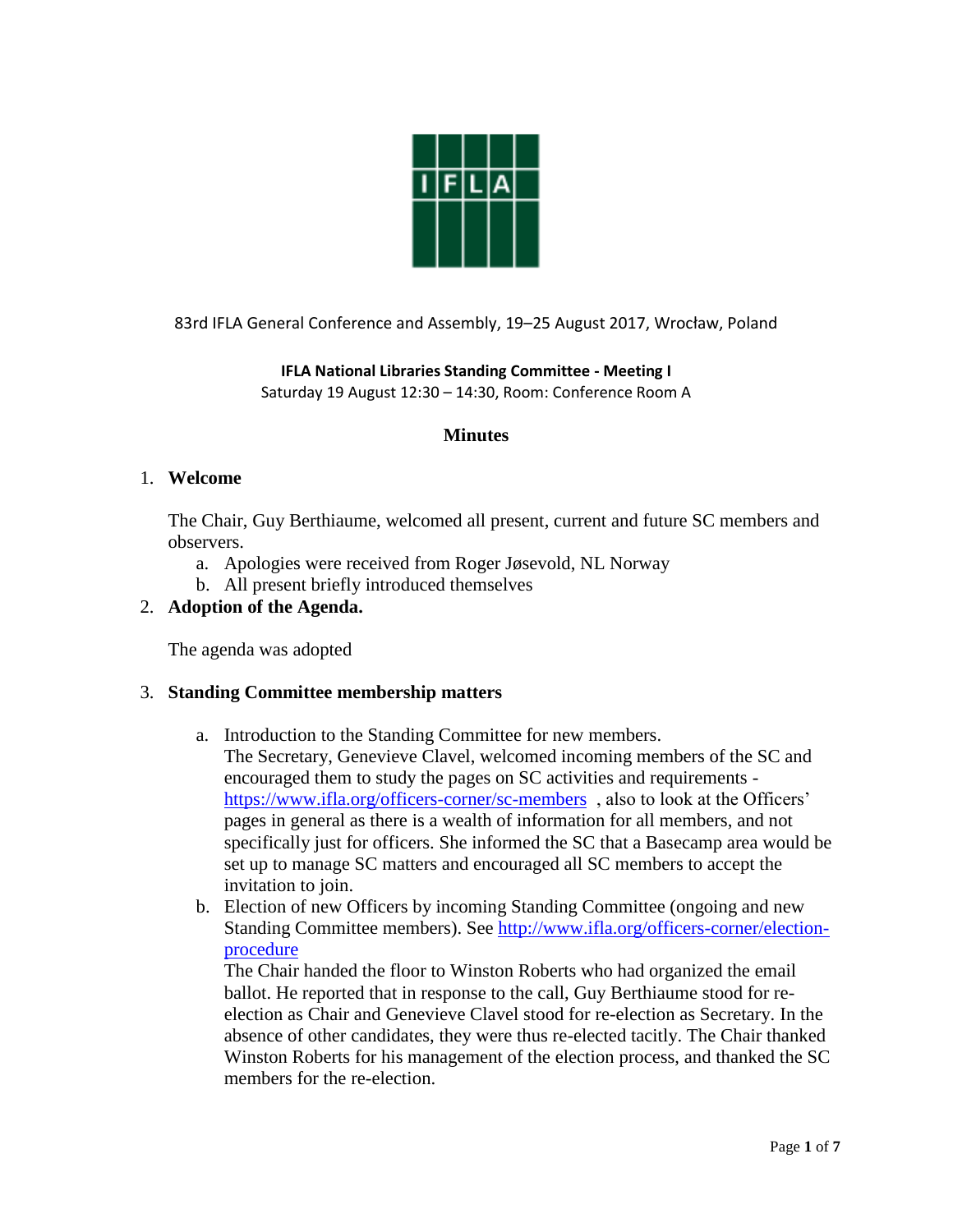83rd IFLA General Conference and Assembly, 19–25 August 2017, Wrocław, Poland

**IFLA National Libraries Standing Committee - Meeting I**
Saturday 19 August 12:30 – 14:30, Room: Conference Room A

## Minutes

1. **Welcome**

   The Chair, Guy Berthiaume, welcomed all present, current and future SC members and observers.

   a. Apologies were received from Roger Jøsevold, NL Norway
   b. All present briefly introduced themselves

2. **Adoption of the Agenda.**

   The agenda was adopted

3. **Standing Committee membership matters**

   a. Introduction to the Standing Committee for new members.
   The Secretary, Genevieve Clavel, welcomed incoming members of the SC and encouraged them to study the pages on SC activities and requirements - [https://www.ifla.org/officers-corner/sc-members](https://www.ifla.org/officers-corner/sc-members) , also to look at the Officers' pages in general as there is a wealth of information for all members, and not specifically just for officers. She informed the SC that a Basecamp area would be set up to manage SC matters and encouraged all SC members to accept the invitation to join.

   b. Election of new Officers by incoming Standing Committee (ongoing and new Standing Committee members). See [http://www.ifla.org/officers-corner/election-procedure](http://www.ifla.org/officers-corner/election-procedure)
   The Chair handed the floor to Winston Roberts who had organized the email ballot. He reported that in response to the call, Guy Berthiaume stood for re-election as Chair and Genevieve Clavel stood for re-election as Secretary. In the absence of other candidates, they were thus re-elected tacitly. The Chair thanked Winston Roberts for his management of the election process, and thanked the SC members for the re-election.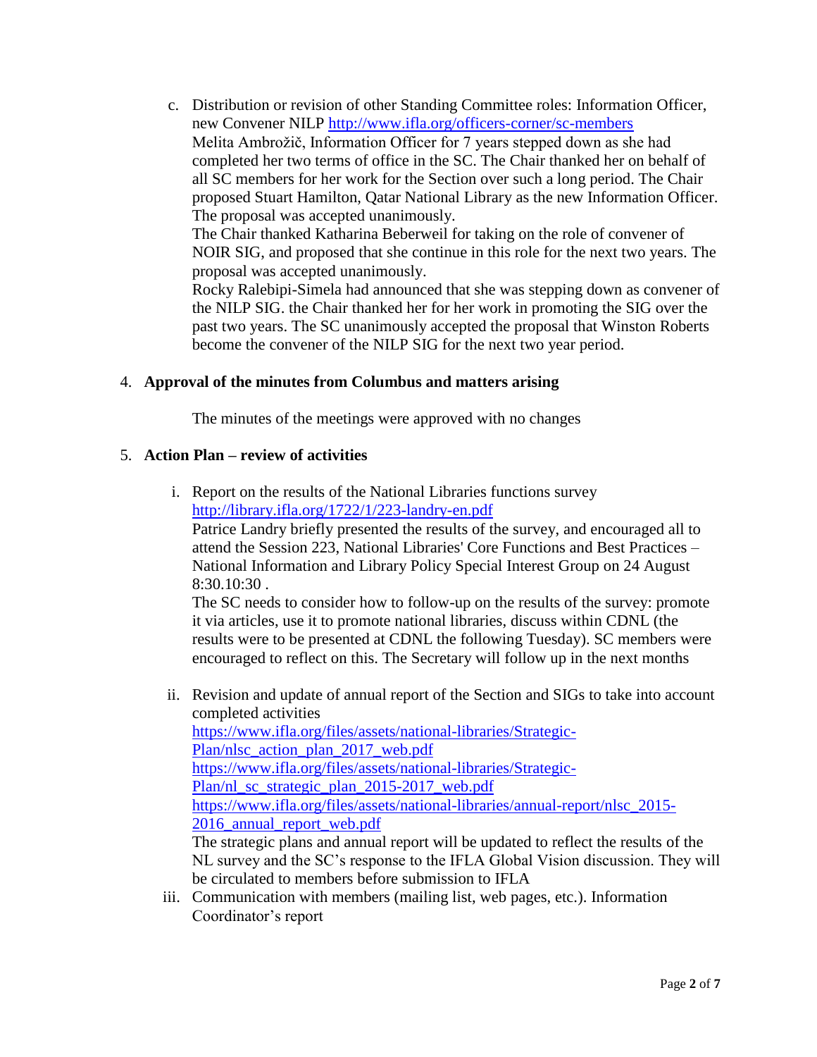c. Distribution or revision of other Standing Committee roles: Information Officer, new Convener NILP http://www.ifla.org/officers-corner/sc-members
   Melita Ambrožič, Information Officer for 7 years stepped down as she had completed her two terms of office in the SC. The Chair thanked her on behalf of all SC members for her work for the Section over such a long period. The Chair proposed Stuart Hamilton, Qatar National Library as the new Information Officer. The proposal was accepted unanimously.
   The Chair thanked Katharina Beberweil for taking on the role of convener of NOIR SIG, and proposed that she continue in this role for the next two years. The proposal was accepted unanimously.
   Rocky Ralebipi-Simela had announced that she was stepping down as convener of the NILP SIG. the Chair thanked her for her work in promoting the SIG over the past two years. The SC unanimously accepted the proposal that Winston Roberts become the convener of the NILP SIG for the next two year period.

4. **Approval of the minutes from Columbus and matters arising**

   The minutes of the meetings were approved with no changes

5. **Action Plan – review of activities**

   i. Report on the results of the National Libraries functions survey http://library.ifla.org/1722/1/223-landry-en.pdf
      Patrice Landry briefly presented the results of the survey, and encouraged all to attend the Session 223, National Libraries' Core Functions and Best Practices – National Information and Library Policy Special Interest Group on 24 August 8:30.10:30 .
      The SC needs to consider how to follow-up on the results of the survey: promote it via articles, use it to promote national libraries, discuss within CDNL (the results were to be presented at CDNL the following Tuesday). SC members were encouraged to reflect on this. The Secretary will follow up in the next months

   ii. Revision and update of annual report of the Section and SIGs to take into account completed activities
      https://www.ifla.org/files/assets/national-libraries/Strategic-Plan/nlsc_action_plan_2017_web.pdf
      https://www.ifla.org/files/assets/national-libraries/Strategic-Plan/nl_sc_strategic_plan_2015-2017_web.pdf
      https://www.ifla.org/files/assets/national-libraries/annual-report/nlsc_2015-2016_annual_report_web.pdf
      The strategic plans and annual report will be updated to reflect the results of the NL survey and the SC's response to the IFLA Global Vision discussion. They will be circulated to members before submission to IFLA

   iii. Communication with members (mailing list, web pages, etc.). Information Coordinator's report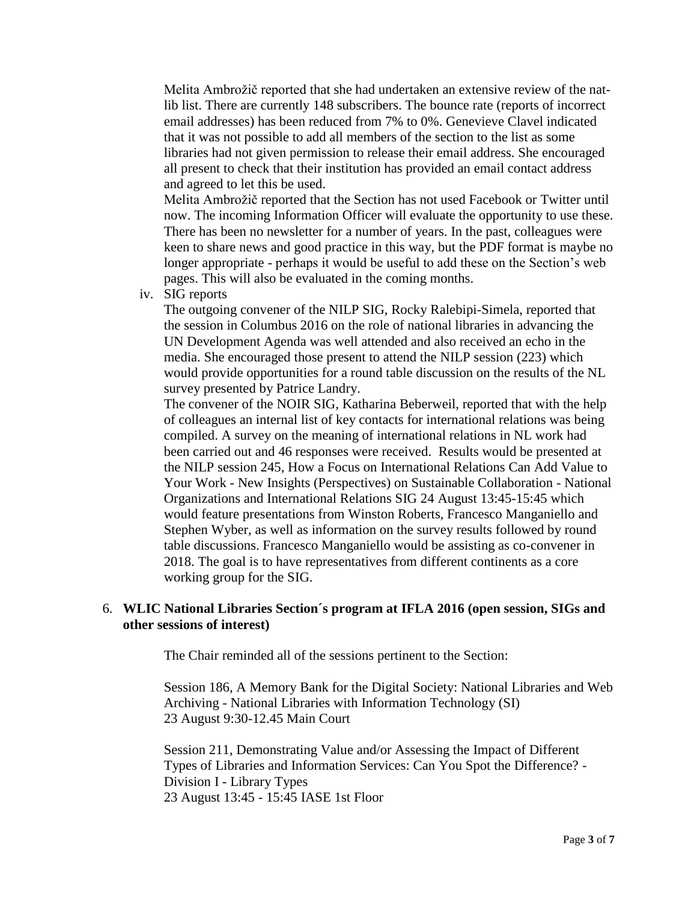Melita Ambrožič reported that she had undertaken an extensive review of the nat-lib list. There are currently 148 subscribers. The bounce rate (reports of incorrect email addresses) has been reduced from 7% to 0%. Genevieve Clavel indicated that it was not possible to add all members of the section to the list as some libraries had not given permission to release their email address. She encouraged all present to check that their institution has provided an email contact address and agreed to let this be used.

Melita Ambrožič reported that the Section has not used Facebook or Twitter until now. The incoming Information Officer will evaluate the opportunity to use these. There has been no newsletter for a number of years. In the past, colleagues were keen to share news and good practice in this way, but the PDF format is maybe no longer appropriate - perhaps it would be useful to add these on the Section's web pages. This will also be evaluated in the coming months.

iv. SIG reports

The outgoing convener of the NILP SIG, Rocky Ralebipi-Simela, reported that the session in Columbus 2016 on the role of national libraries in advancing the UN Development Agenda was well attended and also received an echo in the media. She encouraged those present to attend the NILP session (223) which would provide opportunities for a round table discussion on the results of the NL survey presented by Patrice Landry.

The convener of the NOIR SIG, Katharina Beberweil, reported that with the help of colleagues an internal list of key contacts for international relations was being compiled. A survey on the meaning of international relations in NL work had been carried out and 46 responses were received. Results would be presented at the NILP session 245, How a Focus on International Relations Can Add Value to Your Work - New Insights (Perspectives) on Sustainable Collaboration - National Organizations and International Relations SIG 24 August 13:45-15:45 which would feature presentations from Winston Roberts, Francesco Manganiello and Stephen Wyber, as well as information on the survey results followed by round table discussions. Francesco Manganiello would be assisting as co-convener in 2018. The goal is to have representatives from different continents as a core working group for the SIG.

6. **WLIC National Libraries Section´s program at IFLA 2016 (open session, SIGs and other sessions of interest)**

The Chair reminded all of the sessions pertinent to the Section:

Session 186, A Memory Bank for the Digital Society: National Libraries and Web Archiving - National Libraries with Information Technology (SI)
23 August 9:30-12.45 Main Court

Session 211, Demonstrating Value and/or Assessing the Impact of Different Types of Libraries and Information Services: Can You Spot the Difference? - Division I - Library Types
23 August 13:45 - 15:45 IASE 1st Floor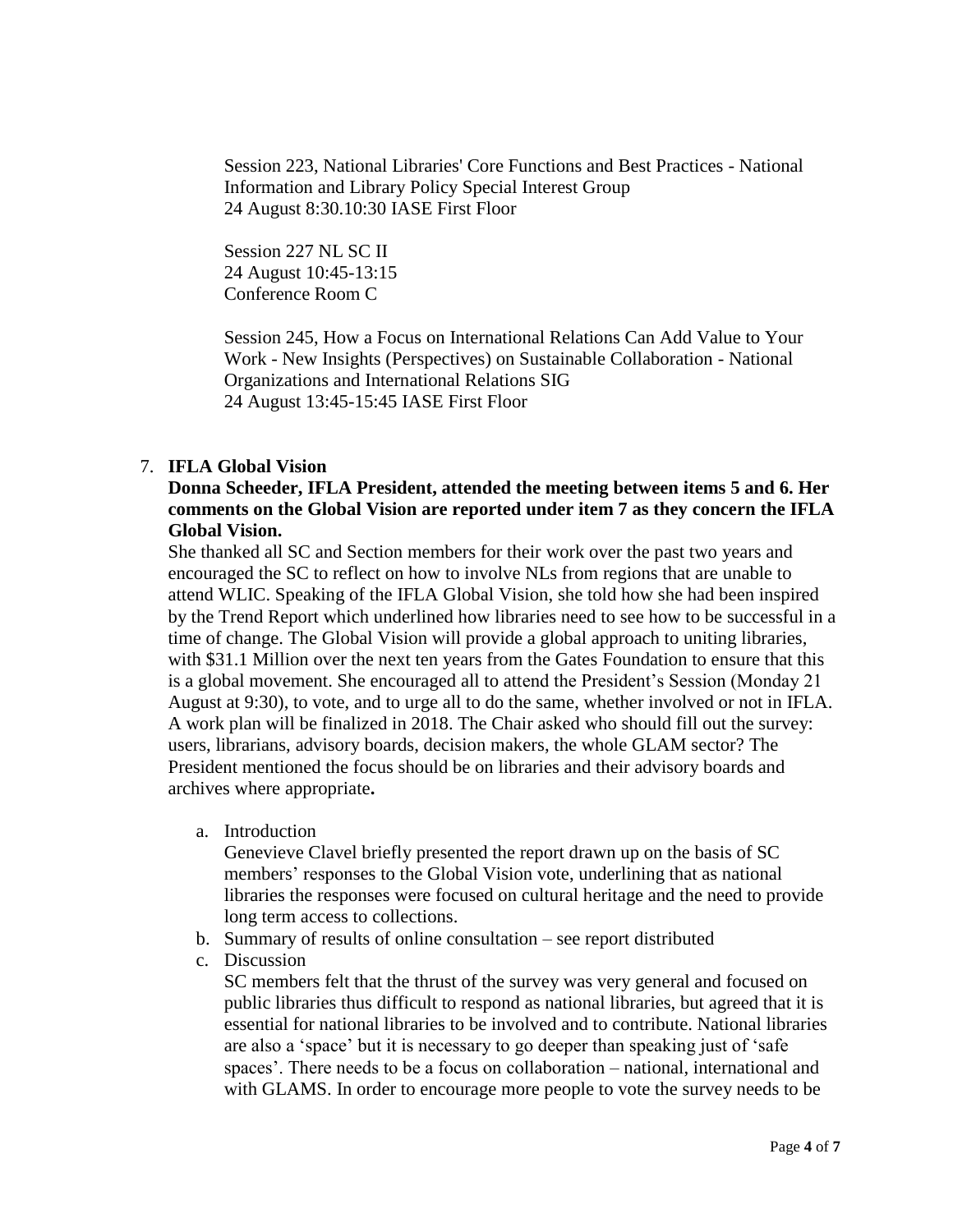Session 223, National Libraries' Core Functions and Best Practices - National Information and Library Policy Special Interest Group
24 August 8:30.10:30 IASE First Floor

Session 227 NL SC II
24 August 10:45-13:15
Conference Room C

Session 245, How a Focus on International Relations Can Add Value to Your Work - New Insights (Perspectives) on Sustainable Collaboration - National Organizations and International Relations SIG
24 August 13:45-15:45 IASE First Floor

7. **IFLA Global Vision**

   **Donna Scheeder, IFLA President, attended the meeting between items 5 and 6. Her comments on the Global Vision are reported under item 7 as they concern the IFLA Global Vision.**

   She thanked all SC and Section members for their work over the past two years and encouraged the SC to reflect on how to involve NLs from regions that are unable to attend WLIC. Speaking of the IFLA Global Vision, she told how she had been inspired by the Trend Report which underlined how libraries need to see how to be successful in a time of change. The Global Vision will provide a global approach to uniting libraries, with $31.1 Million over the next ten years from the Gates Foundation to ensure that this is a global movement. She encouraged all to attend the President's Session (Monday 21 August at 9:30), to vote, and to urge all to do the same, whether involved or not in IFLA. A work plan will be finalized in 2018. The Chair asked who should fill out the survey: users, librarians, advisory boards, decision makers, the whole GLAM sector? The President mentioned the focus should be on libraries and their advisory boards and archives where appropriate**.**

   a. Introduction
      Genevieve Clavel briefly presented the report drawn up on the basis of SC members' responses to the Global Vision vote, underlining that as national libraries the responses were focused on cultural heritage and the need to provide long term access to collections.
   b. Summary of results of online consultation – see report distributed
   c. Discussion
      SC members felt that the thrust of the survey was very general and focused on public libraries thus difficult to respond as national libraries, but agreed that it is essential for national libraries to be involved and to contribute. National libraries are also a 'space' but it is necessary to go deeper than speaking just of 'safe spaces'. There needs to be a focus on collaboration – national, international and with GLAMS. In order to encourage more people to vote the survey needs to be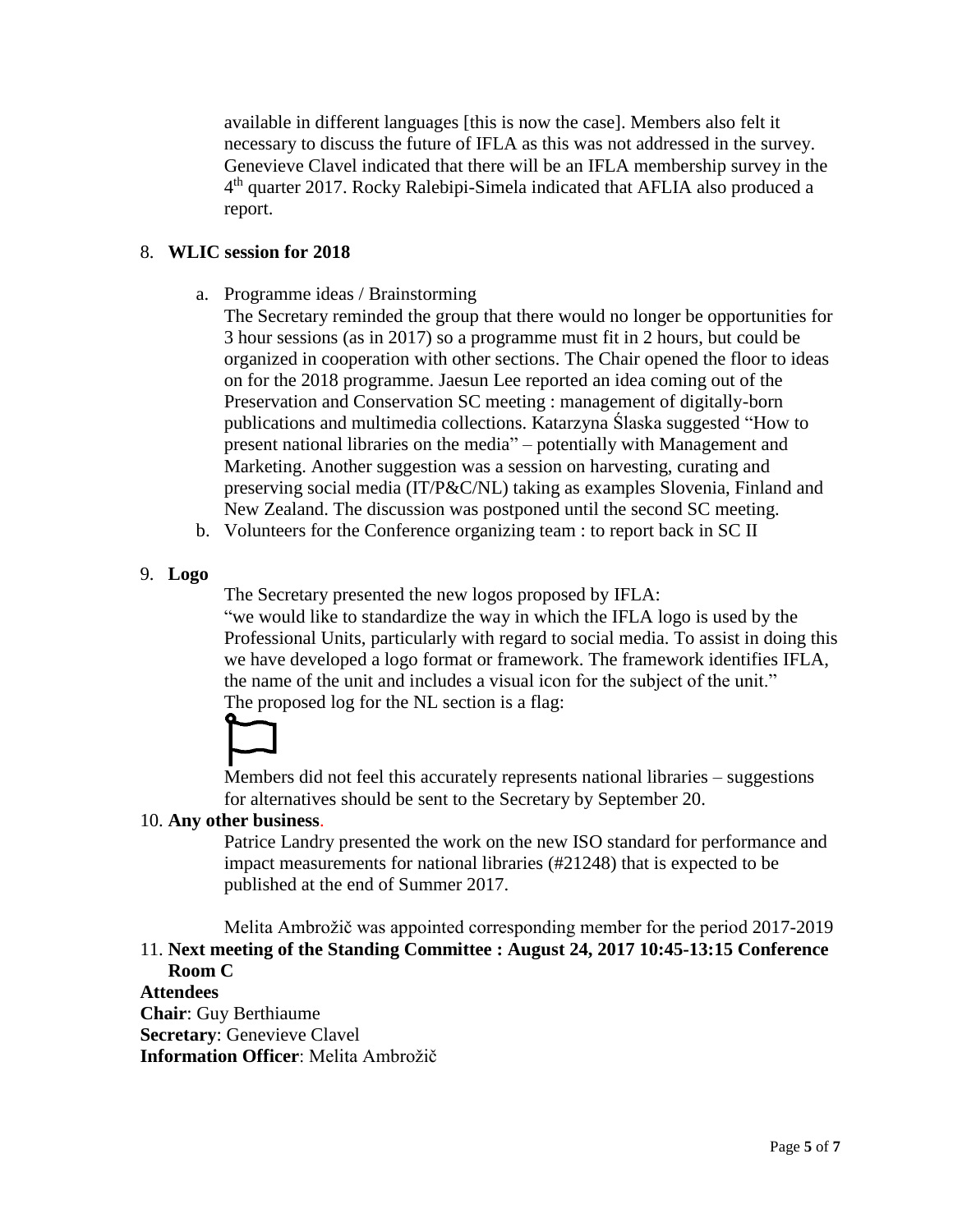available in different languages [this is now the case]. Members also felt it necessary to discuss the future of IFLA as this was not addressed in the survey. Genevieve Clavel indicated that there will be an IFLA membership survey in the 4th quarter 2017. Rocky Ralebipi-Simela indicated that AFLIA also produced a report.

8. **WLIC session for 2018**

   a. Programme ideas / Brainstorming

      The Secretary reminded the group that there would no longer be opportunities for 3 hour sessions (as in 2017) so a programme must fit in 2 hours, but could be organized in cooperation with other sections. The Chair opened the floor to ideas on for the 2018 programme. Jaesun Lee reported an idea coming out of the Preservation and Conservation SC meeting : management of digitally-born publications and multimedia collections. Katarzyna Ślaska suggested "How to present national libraries on the media" – potentially with Management and Marketing. Another suggestion was a session on harvesting, curating and preserving social media (IT/P&C/NL) taking as examples Slovenia, Finland and New Zealand. The discussion was postponed until the second SC meeting.

   b. Volunteers for the Conference organizing team : to report back in SC II

9. **Logo**

   The Secretary presented the new logos proposed by IFLA:

   "we would like to standardize the way in which the IFLA logo is used by the Professional Units, particularly with regard to social media. To assist in doing this we have developed a logo format or framework. The framework identifies IFLA, the name of the unit and includes a visual icon for the subject of the unit."

   The proposed log for the NL section is a flag:

   Members did not feel this accurately represents national libraries – suggestions for alternatives should be sent to the Secretary by September 20.

10. **Any other business**.

    Patrice Landry presented the work on the new ISO standard for performance and impact measurements for national libraries (#21248) that is expected to be published at the end of Summer 2017.

    Melita Ambrožič was appointed corresponding member for the period 2017-2019

11. **Next meeting of the Standing Committee : August 24, 2017 10:45-13:15 Conference Room C**

**Attendees**
**Chair**: Guy Berthiaume
**Secretary**: Genevieve Clavel
**Information Officer**: Melita Ambrožič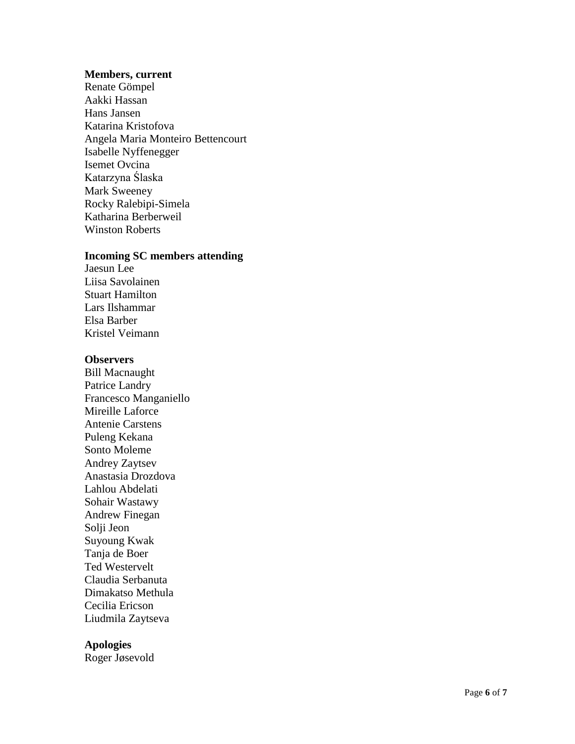**Members, current**
Renate Gömpel
Aakki Hassan
Hans Jansen
Katarina Kristofova
Angela Maria Monteiro Bettencourt
Isabelle Nyffenegger
Isemet Ovcina
Katarzyna Ślaska
Mark Sweeney
Rocky Ralebipi-Simela
Katharina Berberweil
Winston Roberts

**Incoming SC members attending**
Jaesun Lee
Liisa Savolainen
Stuart Hamilton
Lars Ilshammar
Elsa Barber
Kristel Veimann

**Observers**
Bill Macnaught
Patrice Landry
Francesco Manganiello
Mireille Laforce
Antenie Carstens
Puleng Kekana
Sonto Moleme
Andrey Zaytsev
Anastasia Drozdova
Lahlou Abdelati
Sohair Wastawy
Andrew Finegan
Solji Jeon
Suyoung Kwak
Tanja de Boer
Ted Westervelt
Claudia Serbanuta
Dimakatso Methula
Cecilia Ericson
Liudmila Zaytseva

**Apologies**
Roger Jøsevold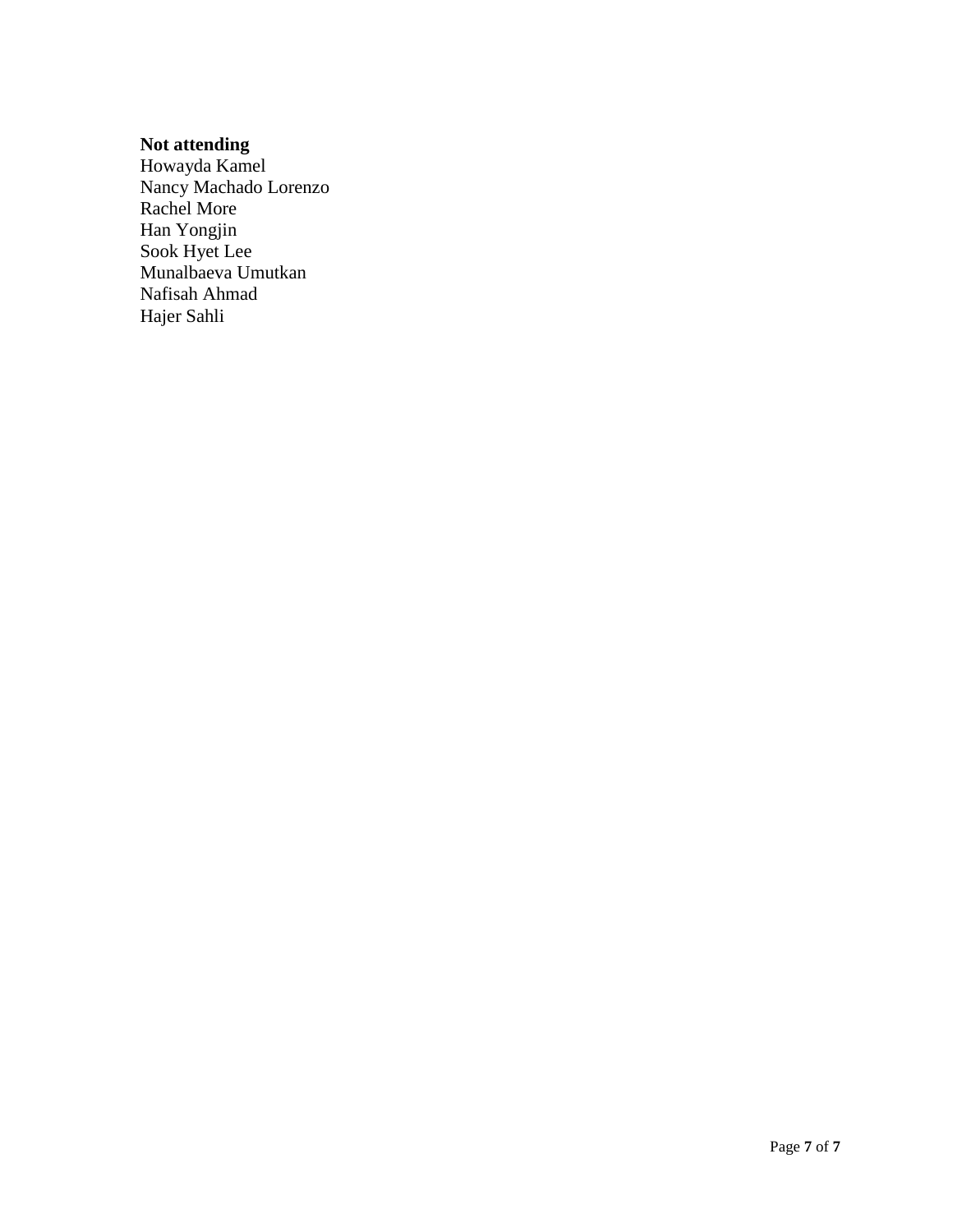**Not attending**

Howayda Kamel
Nancy Machado Lorenzo
Rachel More
Han Yongjin
Sook Hyet Lee
Munalbaeva Umutkan
Nafisah Ahmad
Hajer Sahli